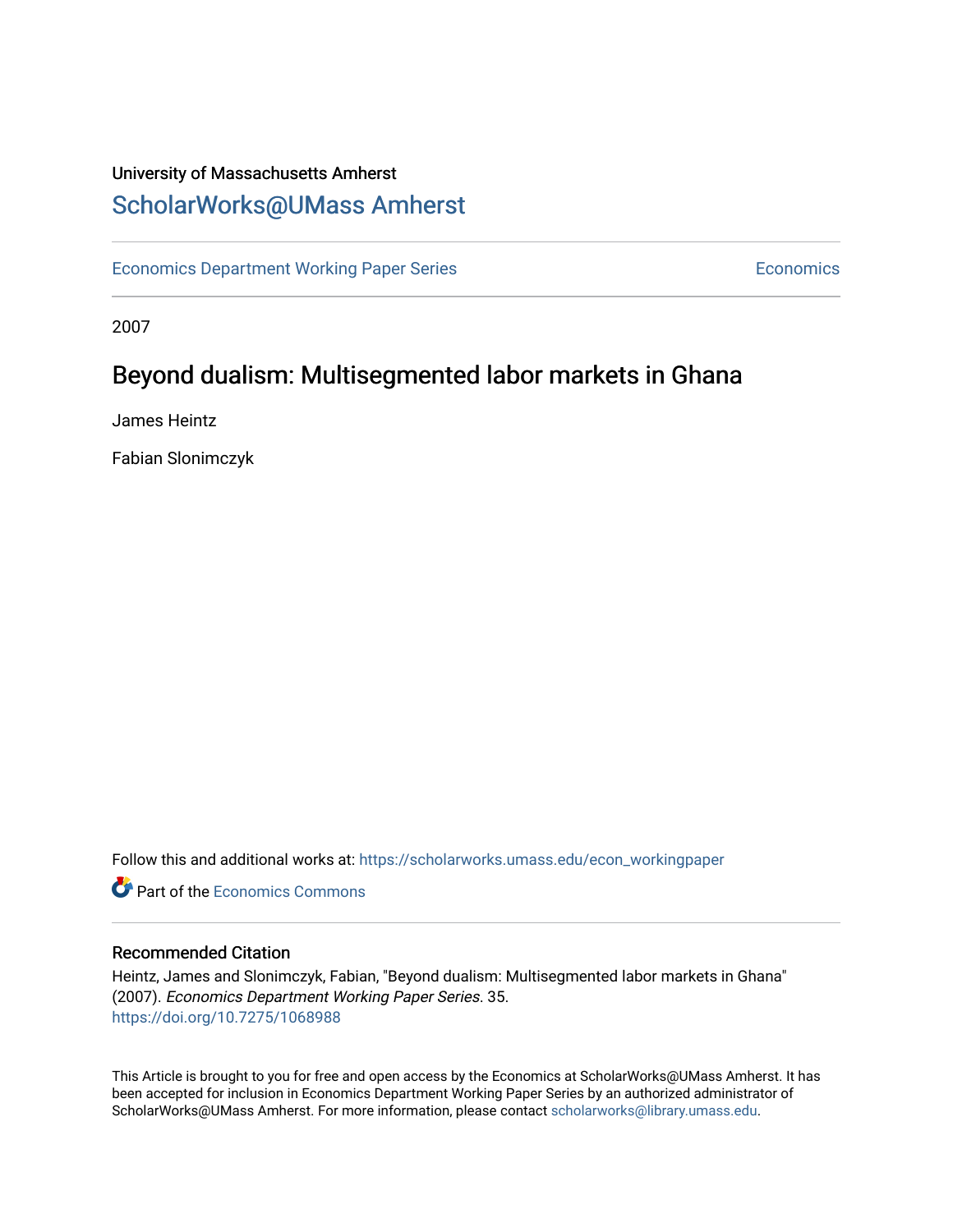University of Massachusetts Amherst

## ScholarWorks@UMass Amherst

Economics Department Working Paper Series | Economics

2007

# Beyond dualism: Multisegmented labor markets in Ghana

James Heintz

Fabian Slonimczyk

Follow this and additional works at: https://scholarworks.umass.edu/econ_workingpaper

Part of the Economics Commons

### Recommended Citation

Heintz, James and Slonimczyk, Fabian, "Beyond dualism: Multisegmented labor markets in Ghana" (2007). *Economics Department Working Paper Series*. 35.
https://doi.org/10.7275/1068988

This Article is brought to you for free and open access by the Economics at ScholarWorks@UMass Amherst. It has been accepted for inclusion in Economics Department Working Paper Series by an authorized administrator of ScholarWorks@UMass Amherst. For more information, please contact scholarworks@library.umass.edu.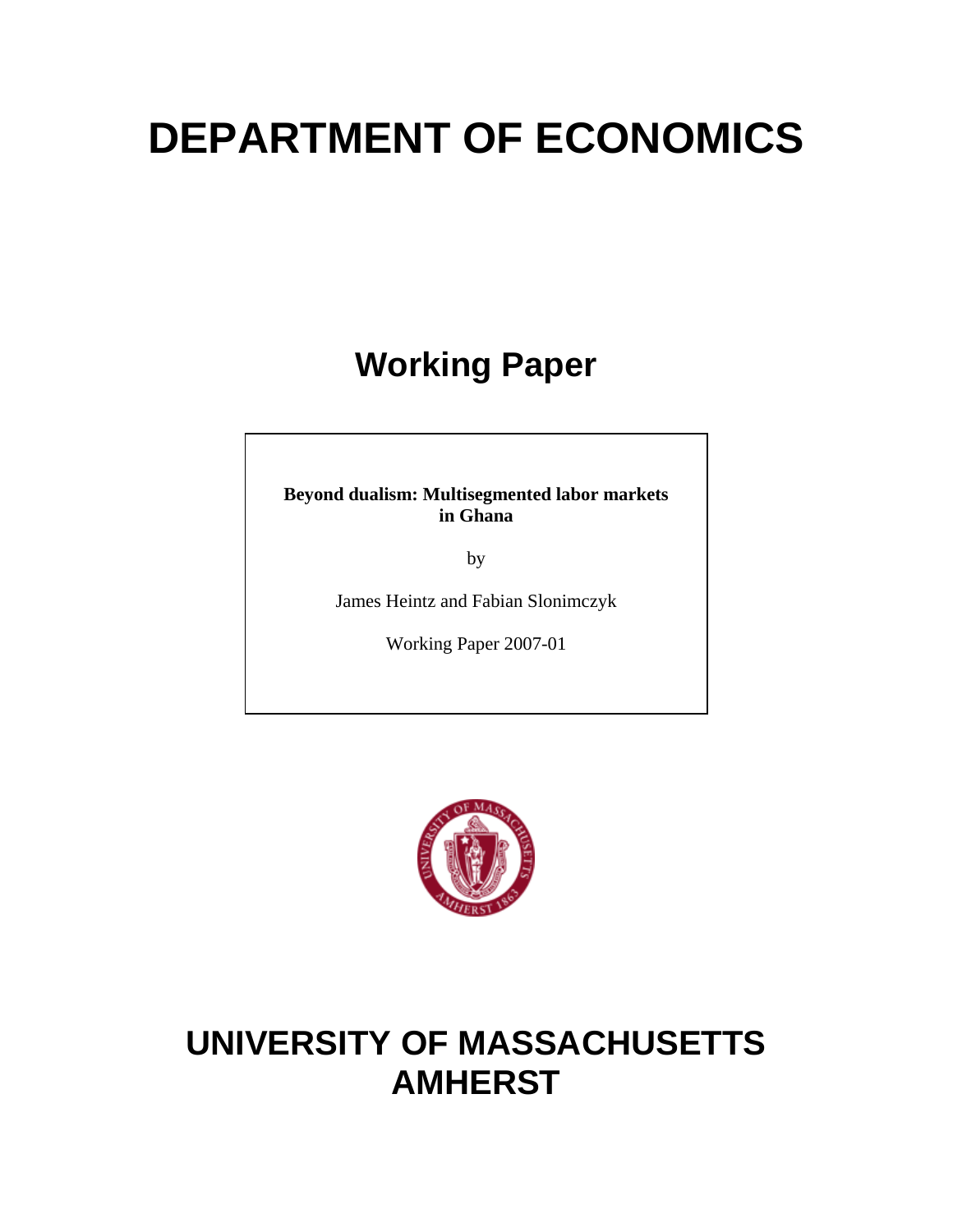# DEPARTMENT OF ECONOMICS

## Working Paper

**Beyond dualism: Multisegmented labor markets in Ghana**

by

James Heintz and Fabian Slonimczyk

Working Paper 2007-01

# UNIVERSITY OF MASSACHUSETTS AMHERST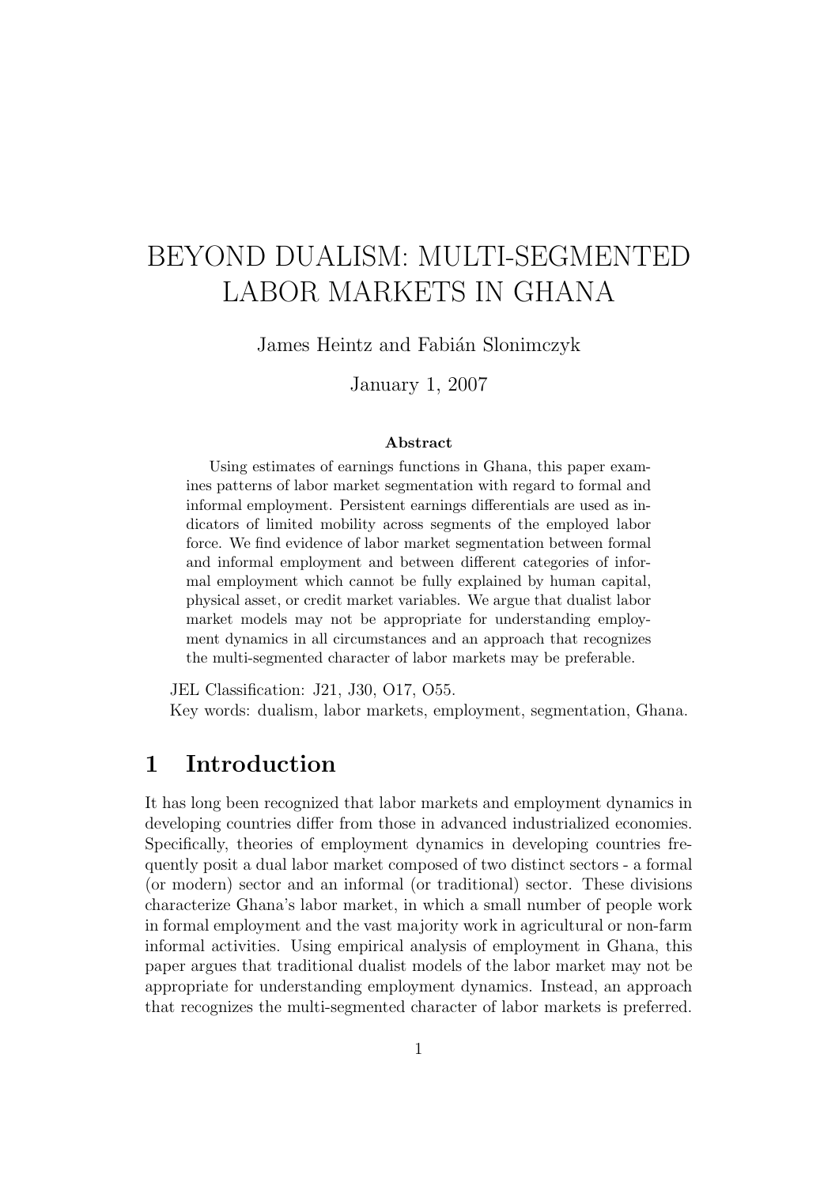// BEYOND DUALISM: MULTI-SEGMENTED LABOR MARKETS IN GHANA

James Heintz and Fabián Slonimczyk

January 1, 2007

**Abstract**

Using estimates of earnings functions in Ghana, this paper examines patterns of labor market segmentation with regard to formal and informal employment. Persistent earnings differentials are used as indicators of limited mobility across segments of the employed labor force. We find evidence of labor market segmentation between formal and informal employment and between different categories of informal employment which cannot be fully explained by human capital, physical asset, or credit market variables. We argue that dualist labor market models may not be appropriate for understanding employment dynamics in all circumstances and an approach that recognizes the multi-segmented character of labor markets may be preferable.

JEL Classification: J21, J30, O17, O55.
Key words: dualism, labor markets, employment, segmentation, Ghana.

## 1 Introduction

It has long been recognized that labor markets and employment dynamics in developing countries differ from those in advanced industrialized economies. Specifically, theories of employment dynamics in developing countries frequently posit a dual labor market composed of two distinct sectors - a formal (or modern) sector and an informal (or traditional) sector. These divisions characterize Ghana's labor market, in which a small number of people work in formal employment and the vast majority work in agricultural or non-farm informal activities. Using empirical analysis of employment in Ghana, this paper argues that traditional dualist models of the labor market may not be appropriate for understanding employment dynamics. Instead, an approach that recognizes the multi-segmented character of labor markets is preferred.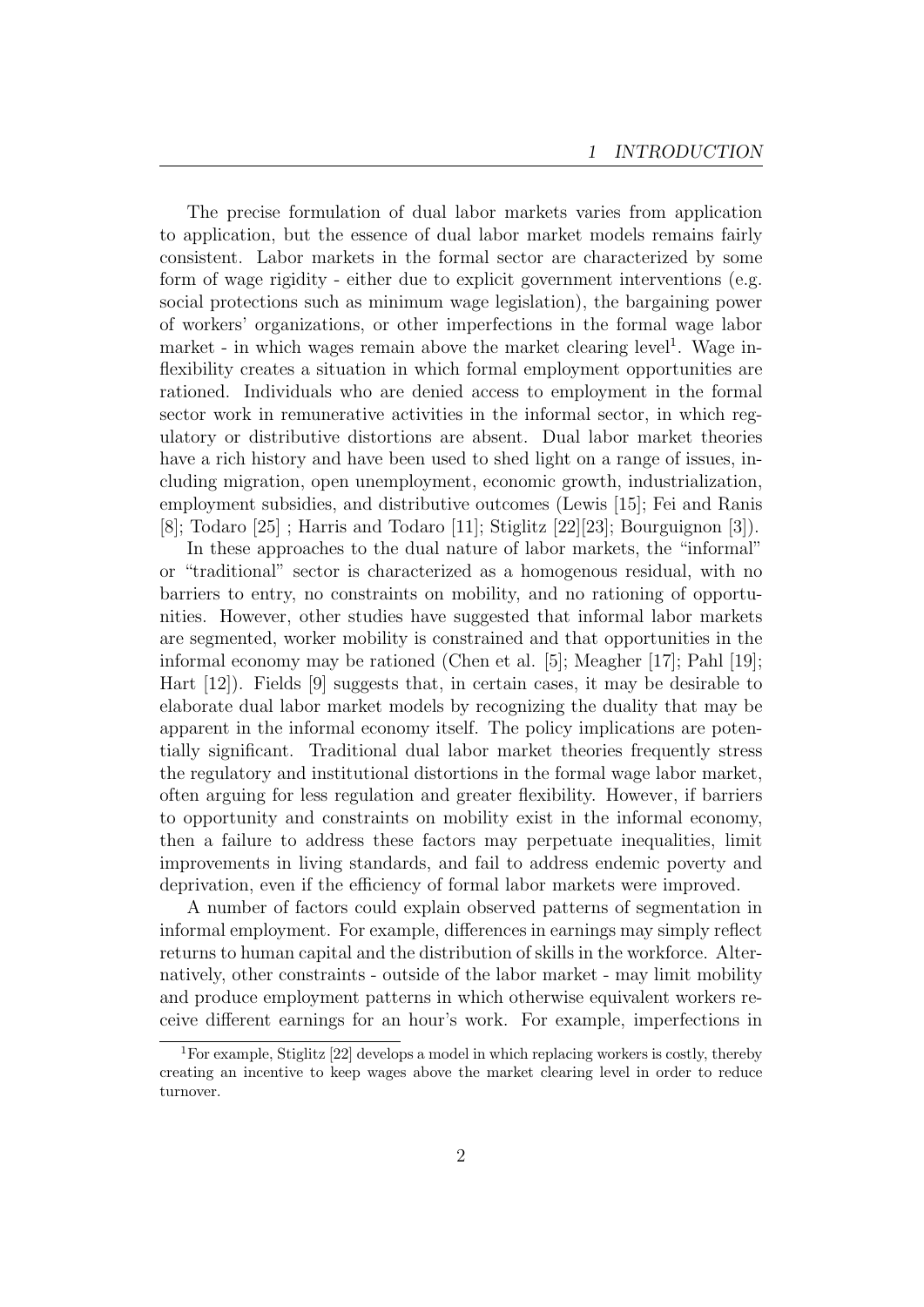The precise formulation of dual labor markets varies from application to application, but the essence of dual labor market models remains fairly consistent. Labor markets in the formal sector are characterized by some form of wage rigidity - either due to explicit government interventions (e.g. social protections such as minimum wage legislation), the bargaining power of workers' organizations, or other imperfections in the formal wage labor market - in which wages remain above the market clearing level[1]. Wage inflexibility creates a situation in which formal employment opportunities are rationed. Individuals who are denied access to employment in the formal sector work in remunerative activities in the informal sector, in which regulatory or distributive distortions are absent. Dual labor market theories have a rich history and have been used to shed light on a range of issues, including migration, open unemployment, economic growth, industrialization, employment subsidies, and distributive outcomes (Lewis [15]; Fei and Ranis [8]; Todaro [25] ; Harris and Todaro [11]; Stiglitz [22][23]; Bourguignon [3]).

In these approaches to the dual nature of labor markets, the "informal" or "traditional" sector is characterized as a homogenous residual, with no barriers to entry, no constraints on mobility, and no rationing of opportunities. However, other studies have suggested that informal labor markets are segmented, worker mobility is constrained and that opportunities in the informal economy may be rationed (Chen et al. [5]; Meagher [17]; Pahl [19]; Hart [12]). Fields [9] suggests that, in certain cases, it may be desirable to elaborate dual labor market models by recognizing the duality that may be apparent in the informal economy itself. The policy implications are potentially significant. Traditional dual labor market theories frequently stress the regulatory and institutional distortions in the formal wage labor market, often arguing for less regulation and greater flexibility. However, if barriers to opportunity and constraints on mobility exist in the informal economy, then a failure to address these factors may perpetuate inequalities, limit improvements in living standards, and fail to address endemic poverty and deprivation, even if the efficiency of formal labor markets were improved.

A number of factors could explain observed patterns of segmentation in informal employment. For example, differences in earnings may simply reflect returns to human capital and the distribution of skills in the workforce. Alternatively, other constraints - outside of the labor market - may limit mobility and produce employment patterns in which otherwise equivalent workers receive different earnings for an hour's work. For example, imperfections in

[1] For example, Stiglitz [22] develops a model in which replacing workers is costly, thereby creating an incentive to keep wages above the market clearing level in order to reduce turnover.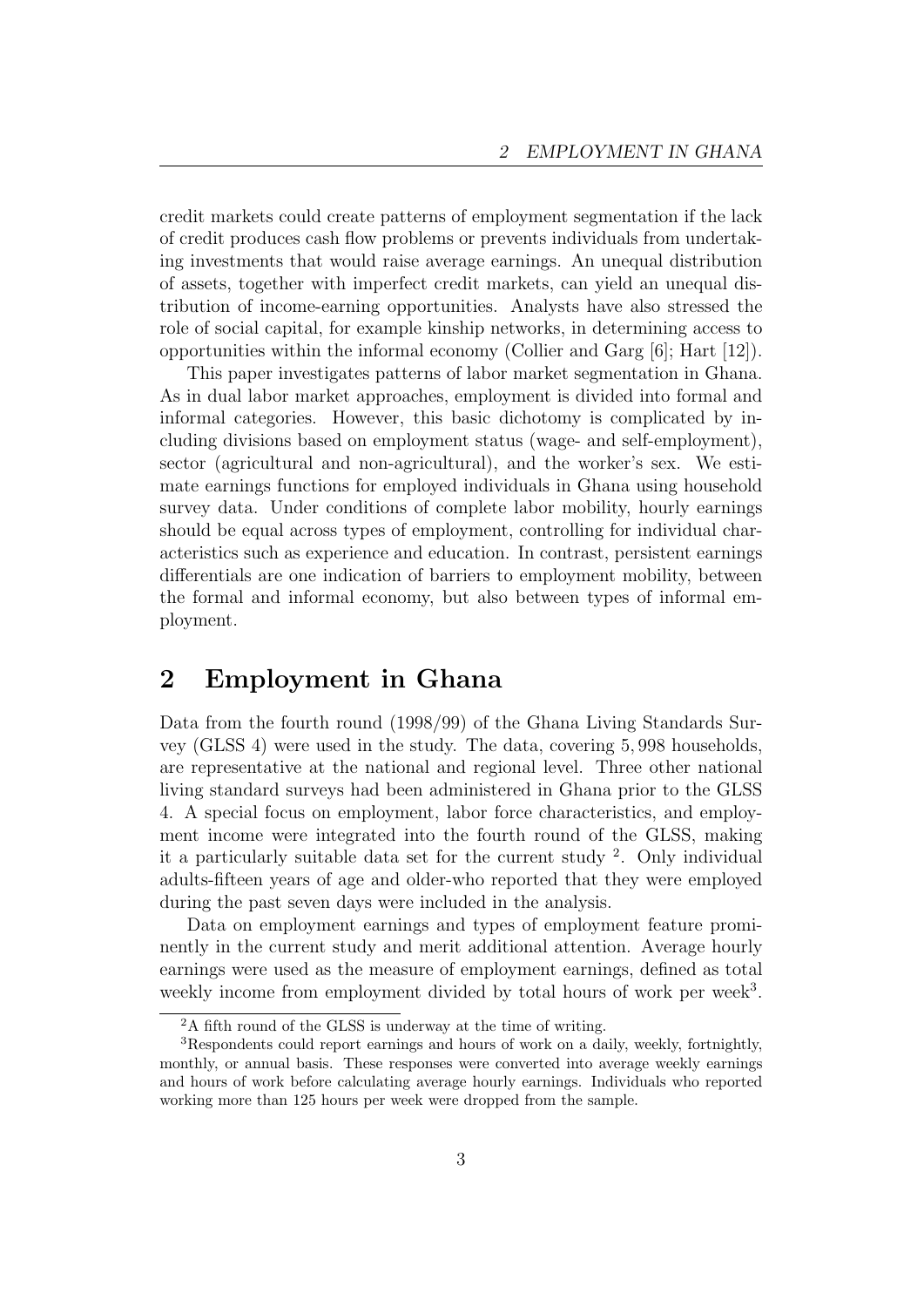credit markets could create patterns of employment segmentation if the lack of credit produces cash flow problems or prevents individuals from undertaking investments that would raise average earnings. An unequal distribution of assets, together with imperfect credit markets, can yield an unequal distribution of income-earning opportunities. Analysts have also stressed the role of social capital, for example kinship networks, in determining access to opportunities within the informal economy (Collier and Garg [6]; Hart [12]).

This paper investigates patterns of labor market segmentation in Ghana. As in dual labor market approaches, employment is divided into formal and informal categories. However, this basic dichotomy is complicated by including divisions based on employment status (wage- and self-employment), sector (agricultural and non-agricultural), and the worker's sex. We estimate earnings functions for employed individuals in Ghana using household survey data. Under conditions of complete labor mobility, hourly earnings should be equal across types of employment, controlling for individual characteristics such as experience and education. In contrast, persistent earnings differentials are one indication of barriers to employment mobility, between the formal and informal economy, but also between types of informal employment.

## 2 Employment in Ghana

Data from the fourth round (1998/99) of the Ghana Living Standards Survey (GLSS 4) were used in the study. The data, covering 5,998 households, are representative at the national and regional level. Three other national living standard surveys had been administered in Ghana prior to the GLSS 4. A special focus on employment, labor force characteristics, and employment income were integrated into the fourth round of the GLSS, making it a particularly suitable data set for the current study [2]. Only individual adults-fifteen years of age and older-who reported that they were employed during the past seven days were included in the analysis.

Data on employment earnings and types of employment feature prominently in the current study and merit additional attention. Average hourly earnings were used as the measure of employment earnings, defined as total weekly income from employment divided by total hours of work per week[3].

[2] A fifth round of the GLSS is underway at the time of writing.

[3] Respondents could report earnings and hours of work on a daily, weekly, fortnightly, monthly, or annual basis. These responses were converted into average weekly earnings and hours of work before calculating average hourly earnings. Individuals who reported working more than 125 hours per week were dropped from the sample.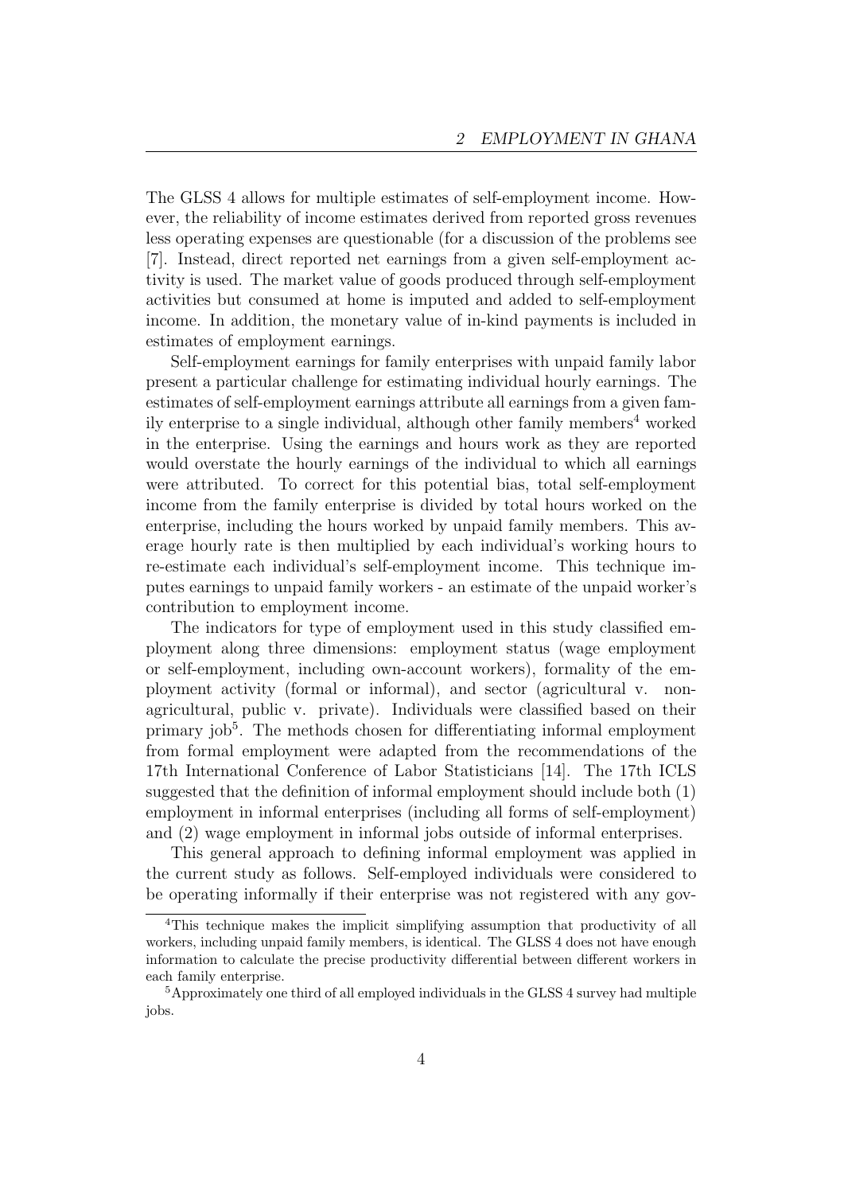The GLSS 4 allows for multiple estimates of self-employment income. However, the reliability of income estimates derived from reported gross revenues less operating expenses are questionable (for a discussion of the problems see [7]. Instead, direct reported net earnings from a given self-employment activity is used. The market value of goods produced through self-employment activities but consumed at home is imputed and added to self-employment income. In addition, the monetary value of in-kind payments is included in estimates of employment earnings.

Self-employment earnings for family enterprises with unpaid family labor present a particular challenge for estimating individual hourly earnings. The estimates of self-employment earnings attribute all earnings from a given family enterprise to a single individual, although other family members[4] worked in the enterprise. Using the earnings and hours work as they are reported would overstate the hourly earnings of the individual to which all earnings were attributed. To correct for this potential bias, total self-employment income from the family enterprise is divided by total hours worked on the enterprise, including the hours worked by unpaid family members. This average hourly rate is then multiplied by each individual's working hours to re-estimate each individual's self-employment income. This technique imputes earnings to unpaid family workers - an estimate of the unpaid worker's contribution to employment income.

The indicators for type of employment used in this study classified employment along three dimensions: employment status (wage employment or self-employment, including own-account workers), formality of the employment activity (formal or informal), and sector (agricultural v. non-agricultural, public v. private). Individuals were classified based on their primary job[5]. The methods chosen for differentiating informal employment from formal employment were adapted from the recommendations of the 17th International Conference of Labor Statisticians [14]. The 17th ICLS suggested that the definition of informal employment should include both (1) employment in informal enterprises (including all forms of self-employment) and (2) wage employment in informal jobs outside of informal enterprises.

This general approach to defining informal employment was applied in the current study as follows. Self-employed individuals were considered to be operating informally if their enterprise was not registered with any gov-

[4] This technique makes the implicit simplifying assumption that productivity of all workers, including unpaid family members, is identical. The GLSS 4 does not have enough information to calculate the precise productivity differential between different workers in each family enterprise.

[5] Approximately one third of all employed individuals in the GLSS 4 survey had multiple jobs.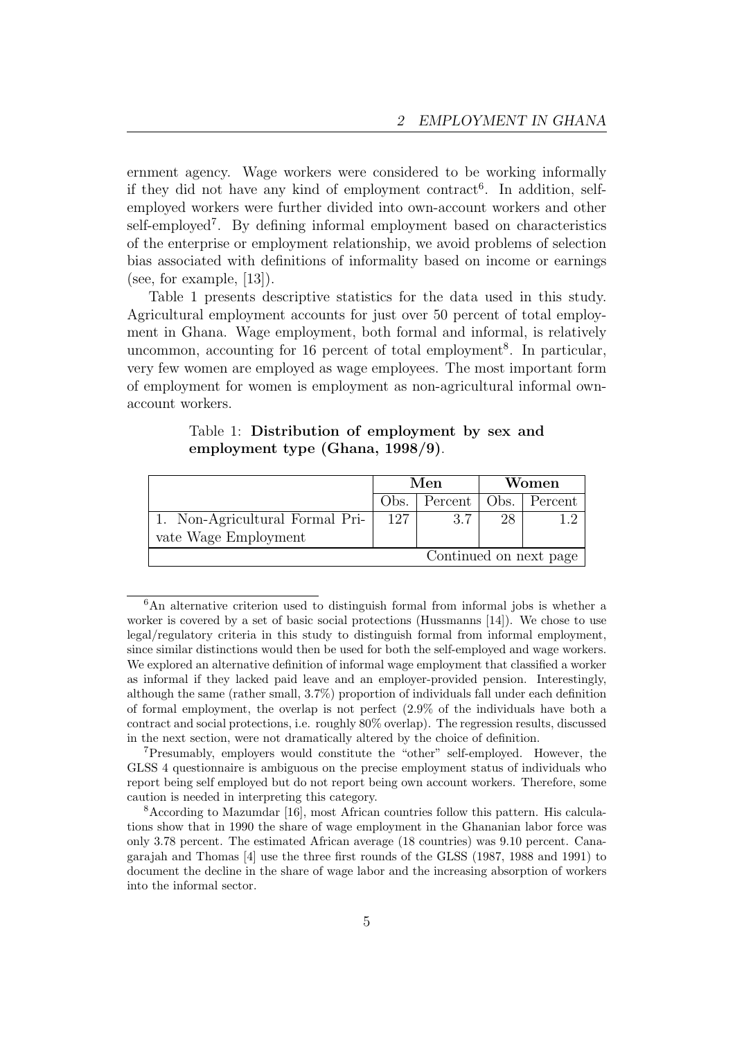ernment agency. Wage workers were considered to be working informally if they did not have any kind of employment contract[6]. In addition, self-employed workers were further divided into own-account workers and other self-employed[7]. By defining informal employment based on characteristics of the enterprise or employment relationship, we avoid problems of selection bias associated with definitions of informality based on income or earnings (see, for example, [13]).

Table 1 presents descriptive statistics for the data used in this study. Agricultural employment accounts for just over 50 percent of total employment in Ghana. Wage employment, both formal and informal, is relatively uncommon, accounting for 16 percent of total employment[8]. In particular, very few women are employed as wage employees. The most important form of employment for women is employment as non-agricultural informal own-account workers.

Table 1: **Distribution of employment by sex and employment type (Ghana, 1998/9)**.

| | **Men** | | **Women** | |
|---|---|---|---|---|
| | Obs. | Percent | Obs. | Percent |
| 1. Non-Agricultural Formal Private Wage Employment | 127 | 3.7 | 28 | 1.2 |
| Continued on next page | | | | |

[6] An alternative criterion used to distinguish formal from informal jobs is whether a worker is covered by a set of basic social protections (Hussmanns [14]). We chose to use legal/regulatory criteria in this study to distinguish formal from informal employment, since similar distinctions would then be used for both the self-employed and wage workers. We explored an alternative definition of informal wage employment that classified a worker as informal if they lacked paid leave and an employer-provided pension. Interestingly, although the same (rather small, 3.7%) proportion of individuals fall under each definition of formal employment, the overlap is not perfect (2.9% of the individuals have both a contract and social protections, i.e. roughly 80% overlap). The regression results, discussed in the next section, were not dramatically altered by the choice of definition.

[7] Presumably, employers would constitute the "other" self-employed. However, the GLSS 4 questionnaire is ambiguous on the precise employment status of individuals who report being self employed but do not report being own account workers. Therefore, some caution is needed in interpreting this category.

[8] According to Mazumdar [16], most African countries follow this pattern. His calculations show that in 1990 the share of wage employment in the Ghananian labor force was only 3.78 percent. The estimated African average (18 countries) was 9.10 percent. Canagarajah and Thomas [4] use the three first rounds of the GLSS (1987, 1988 and 1991) to document the decline in the share of wage labor and the increasing absorption of workers into the informal sector.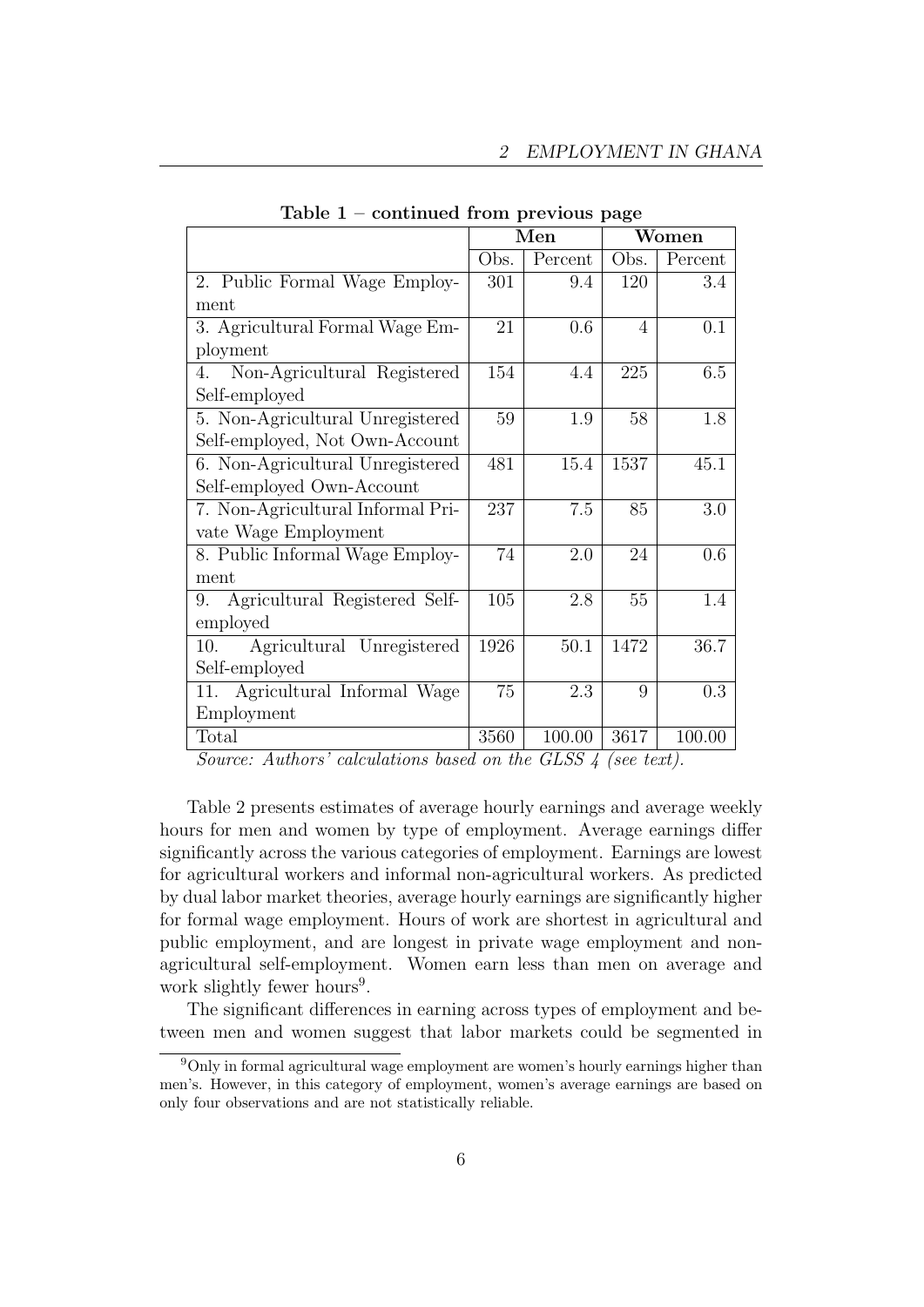**Table 1 – continued from previous page**

| | Men | | Women | |
|---|---|---|---|---|
| | Obs. | Percent | Obs. | Percent |
| 2. Public Formal Wage Employment | 301 | 9.4 | 120 | 3.4 |
| 3. Agricultural Formal Wage Employment | 21 | 0.6 | 4 | 0.1 |
| 4. Non-Agricultural Registered Self-employed | 154 | 4.4 | 225 | 6.5 |
| 5. Non-Agricultural Unregistered Self-employed, Not Own-Account | 59 | 1.9 | 58 | 1.8 |
| 6. Non-Agricultural Unregistered Self-employed Own-Account | 481 | 15.4 | 1537 | 45.1 |
| 7. Non-Agricultural Informal Private Wage Employment | 237 | 7.5 | 85 | 3.0 |
| 8. Public Informal Wage Employment | 74 | 2.0 | 24 | 0.6 |
| 9. Agricultural Registered Self-employed | 105 | 2.8 | 55 | 1.4 |
| 10. Agricultural Unregistered Self-employed | 1926 | 50.1 | 1472 | 36.7 |
| 11. Agricultural Informal Wage Employment | 75 | 2.3 | 9 | 0.3 |
| Total | 3560 | 100.00 | 3617 | 100.00 |

*Source: Authors' calculations based on the GLSS 4 (see text).*

Table 2 presents estimates of average hourly earnings and average weekly hours for men and women by type of employment. Average earnings differ significantly across the various categories of employment. Earnings are lowest for agricultural workers and informal non-agricultural workers. As predicted by dual labor market theories, average hourly earnings are significantly higher for formal wage employment. Hours of work are shortest in agricultural and public employment, and are longest in private wage employment and non-agricultural self-employment. Women earn less than men on average and work slightly fewer hours[9].

The significant differences in earning across types of employment and between men and women suggest that labor markets could be segmented in

[9] Only in formal agricultural wage employment are women's hourly earnings higher than men's. However, in this category of employment, women's average earnings are based on only four observations and are not statistically reliable.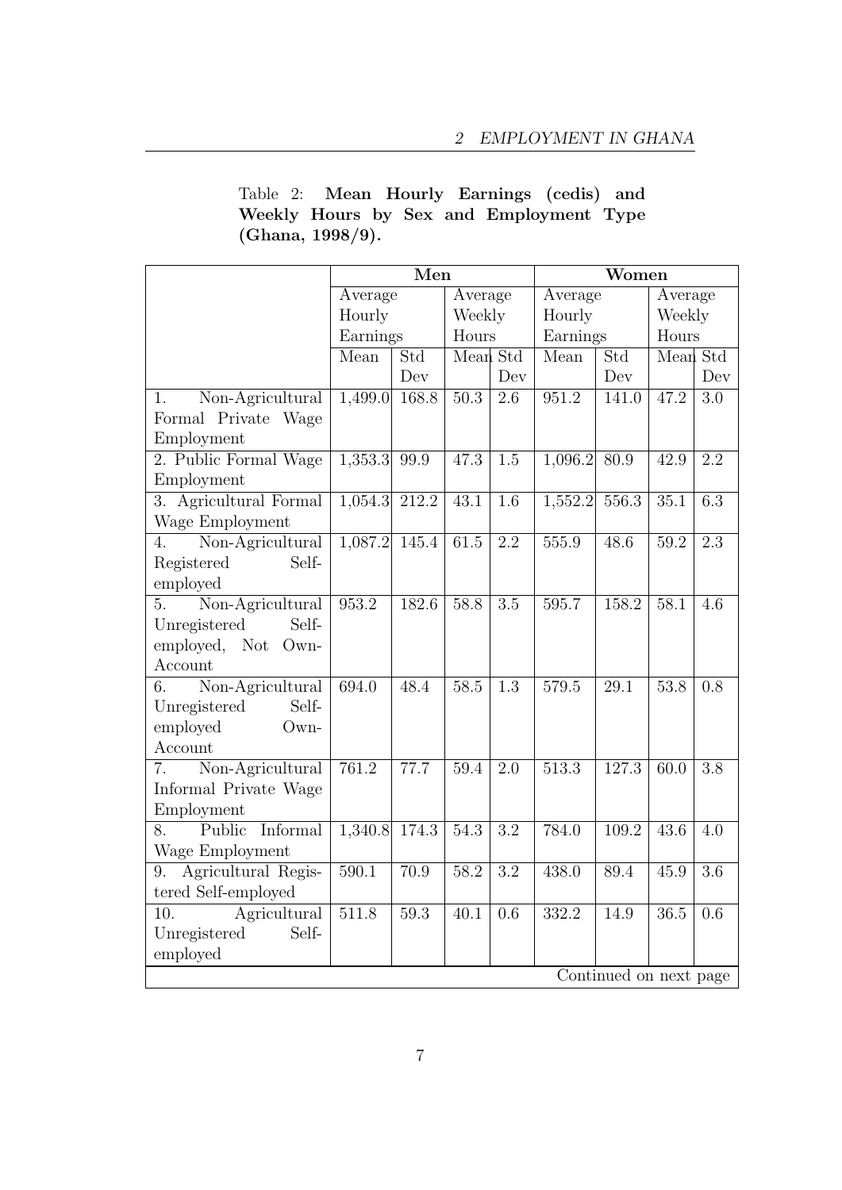Table 2: **Mean Hourly Earnings (cedis) and Weekly Hours by Sex and Employment Type (Ghana, 1998/9).**

| | Men | | | | Women | | | |
|---|---|---|---|---|---|---|---|---|
| | Average Hourly Earnings | | Average Weekly Hours | | Average Hourly Earnings | | Average Weekly Hours | |
| | Mean | Std Dev | Mean | Std Dev | Mean | Std Dev | Mean | Std Dev |
| 1. Non-Agricultural Formal Private Wage Employment | 1,499.0 | 168.8 | 50.3 | 2.6 | 951.2 | 141.0 | 47.2 | 3.0 |
| 2. Public Formal Wage Employment | 1,353.3 | 99.9 | 47.3 | 1.5 | 1,096.2 | 80.9 | 42.9 | 2.2 |
| 3. Agricultural Formal Wage Employment | 1,054.3 | 212.2 | 43.1 | 1.6 | 1,552.2 | 556.3 | 35.1 | 6.3 |
| 4. Non-Agricultural Registered Self-employed | 1,087.2 | 145.4 | 61.5 | 2.2 | 555.9 | 48.6 | 59.2 | 2.3 |
| 5. Non-Agricultural Unregistered Self-employed, Not Own-Account | 953.2 | 182.6 | 58.8 | 3.5 | 595.7 | 158.2 | 58.1 | 4.6 |
| 6. Non-Agricultural Unregistered Self-employed Own-Account | 694.0 | 48.4 | 58.5 | 1.3 | 579.5 | 29.1 | 53.8 | 0.8 |
| 7. Non-Agricultural Informal Private Wage Employment | 761.2 | 77.7 | 59.4 | 2.0 | 513.3 | 127.3 | 60.0 | 3.8 |
| 8. Public Informal Wage Employment | 1,340.8 | 174.3 | 54.3 | 3.2 | 784.0 | 109.2 | 43.6 | 4.0 |
| 9. Agricultural Registered Self-employed | 590.1 | 70.9 | 58.2 | 3.2 | 438.0 | 89.4 | 45.9 | 3.6 |
| 10. Agricultural Unregistered Self-employed | 511.8 | 59.3 | 40.1 | 0.6 | 332.2 | 14.9 | 36.5 | 0.6 |

Continued on next page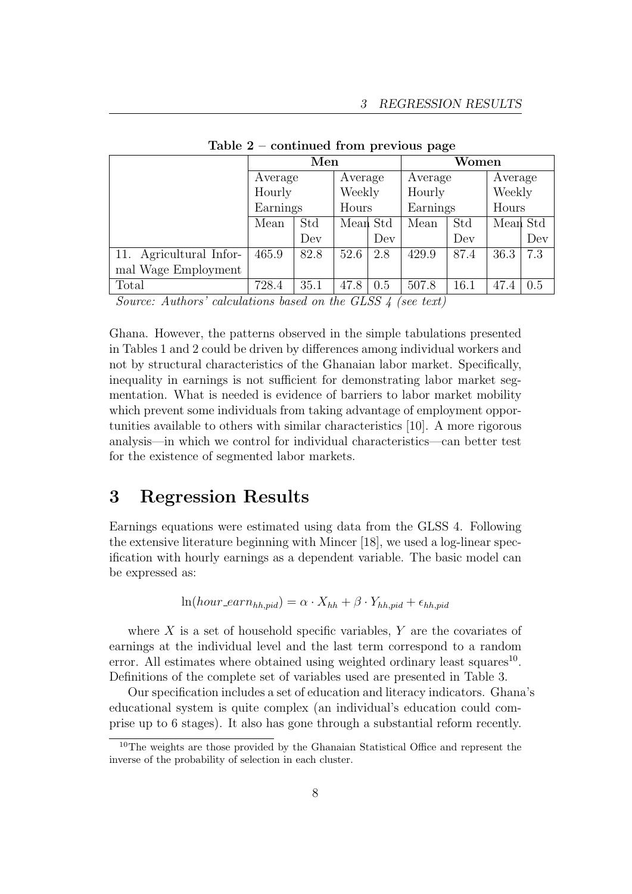**Table 2 – continued from previous page**

| | Men | | | | Women | | | |
|---|---|---|---|---|---|---|---|---|
| | Average Hourly Earnings | | Average Weekly Hours | | Average Hourly Earnings | | Average Weekly Hours | |
| | Mean | Std Dev | Mean | Std Dev | Mean | Std Dev | Mean | Std Dev |
| 11. Agricultural Informal Wage Employment | 465.9 | 82.8 | 52.6 | 2.8 | 429.9 | 87.4 | 36.3 | 7.3 |
| Total | 728.4 | 35.1 | 47.8 | 0.5 | 507.8 | 16.1 | 47.4 | 0.5 |

*Source: Authors' calculations based on the GLSS 4 (see text)*

Ghana. However, the patterns observed in the simple tabulations presented in Tables 1 and 2 could be driven by differences among individual workers and not by structural characteristics of the Ghanaian labor market. Specifically, inequality in earnings is not sufficient for demonstrating labor market segmentation. What is needed is evidence of barriers to labor market mobility which prevent some individuals from taking advantage of employment opportunities available to others with similar characteristics [10]. A more rigorous analysis—in which we control for individual characteristics—can better test for the existence of segmented labor markets.

## 3 Regression Results

Earnings equations were estimated using data from the GLSS 4. Following the extensive literature beginning with Mincer [18], we used a log-linear specification with hourly earnings as a dependent variable. The basic model can be expressed as:

$$\ln(hour\_earn_{hh,pid}) = \alpha \cdot X_{hh} + \beta \cdot Y_{hh,pid} + \epsilon_{hh,pid}$$

where $X$ is a set of household specific variables, $Y$ are the covariates of earnings at the individual level and the last term correspond to a random error. All estimates where obtained using weighted ordinary least squares[10]. Definitions of the complete set of variables used are presented in Table 3.

Our specification includes a set of education and literacy indicators. Ghana's educational system is quite complex (an individual's education could comprise up to 6 stages). It also has gone through a substantial reform recently.

[10]The weights are those provided by the Ghanaian Statistical Office and represent the inverse of the probability of selection in each cluster.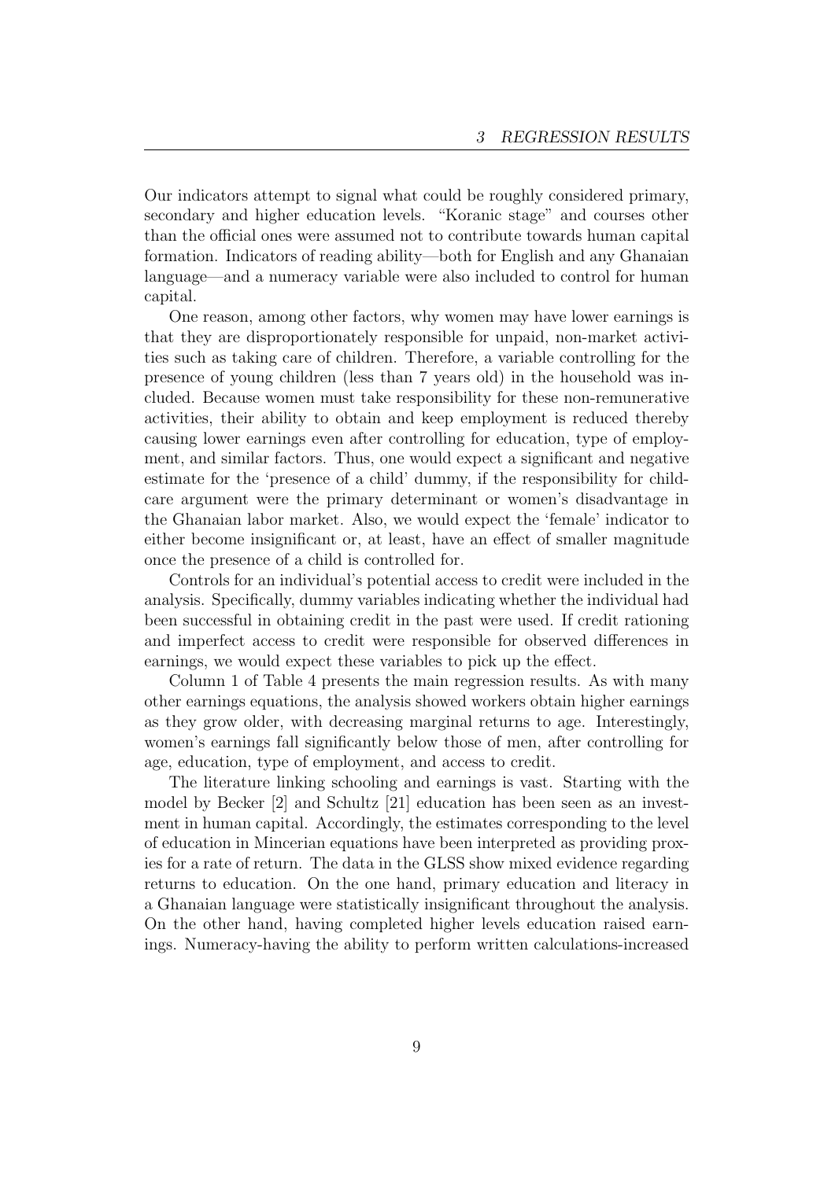Our indicators attempt to signal what could be roughly considered primary, secondary and higher education levels. "Koranic stage" and courses other than the official ones were assumed not to contribute towards human capital formation. Indicators of reading ability—both for English and any Ghanaian language—and a numeracy variable were also included to control for human capital.

One reason, among other factors, why women may have lower earnings is that they are disproportionately responsible for unpaid, non-market activities such as taking care of children. Therefore, a variable controlling for the presence of young children (less than 7 years old) in the household was included. Because women must take responsibility for these non-remunerative activities, their ability to obtain and keep employment is reduced thereby causing lower earnings even after controlling for education, type of employment, and similar factors. Thus, one would expect a significant and negative estimate for the 'presence of a child' dummy, if the responsibility for childcare argument were the primary determinant or women's disadvantage in the Ghanaian labor market. Also, we would expect the 'female' indicator to either become insignificant or, at least, have an effect of smaller magnitude once the presence of a child is controlled for.

Controls for an individual's potential access to credit were included in the analysis. Specifically, dummy variables indicating whether the individual had been successful in obtaining credit in the past were used. If credit rationing and imperfect access to credit were responsible for observed differences in earnings, we would expect these variables to pick up the effect.

Column 1 of Table 4 presents the main regression results. As with many other earnings equations, the analysis showed workers obtain higher earnings as they grow older, with decreasing marginal returns to age. Interestingly, women's earnings fall significantly below those of men, after controlling for age, education, type of employment, and access to credit.

The literature linking schooling and earnings is vast. Starting with the model by Becker [2] and Schultz [21] education has been seen as an investment in human capital. Accordingly, the estimates corresponding to the level of education in Mincerian equations have been interpreted as providing proxies for a rate of return. The data in the GLSS show mixed evidence regarding returns to education. On the one hand, primary education and literacy in a Ghanaian language were statistically insignificant throughout the analysis. On the other hand, having completed higher levels education raised earnings. Numeracy-having the ability to perform written calculations-increased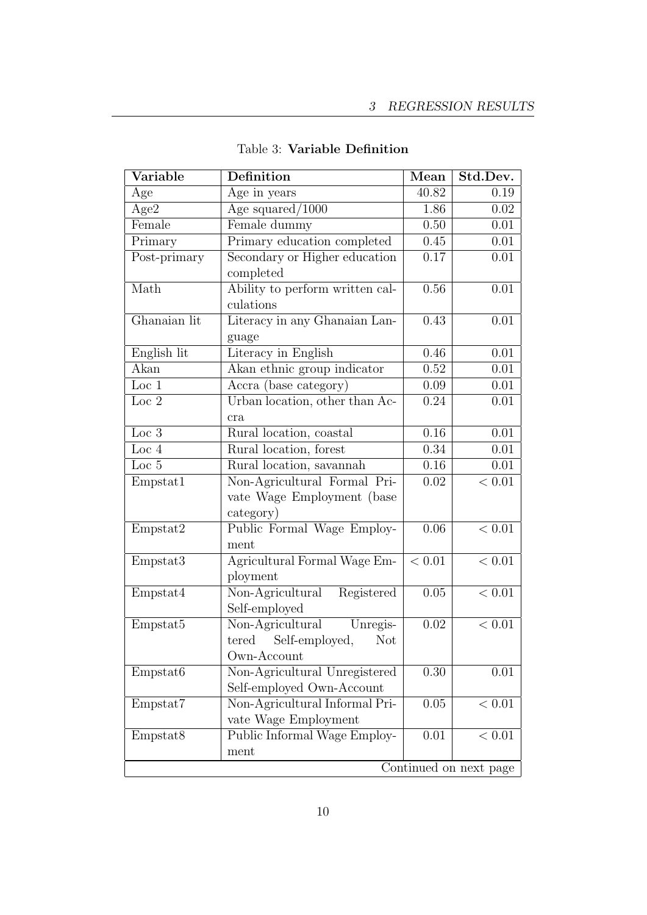Table 3: **Variable Definition**

| Variable | Definition | Mean | Std.Dev. |
|---|---|---|---|
| Age | Age in years | 40.82 | 0.19 |
| Age2 | Age squared/1000 | 1.86 | 0.02 |
| Female | Female dummy | 0.50 | 0.01 |
| Primary | Primary education completed | 0.45 | 0.01 |
| Post-primary | Secondary or Higher education completed | 0.17 | 0.01 |
| Math | Ability to perform written calculations | 0.56 | 0.01 |
| Ghanaian lit | Literacy in any Ghanaian Language | 0.43 | 0.01 |
| English lit | Literacy in English | 0.46 | 0.01 |
| Akan | Akan ethnic group indicator | 0.52 | 0.01 |
| Loc 1 | Accra (base category) | 0.09 | 0.01 |
| Loc 2 | Urban location, other than Accra | 0.24 | 0.01 |
| Loc 3 | Rural location, coastal | 0.16 | 0.01 |
| Loc 4 | Rural location, forest | 0.34 | 0.01 |
| Loc 5 | Rural location, savannah | 0.16 | 0.01 |
| Empstat1 | Non-Agricultural Formal Private Wage Employment (base category) | 0.02 | $< 0.01$ |
| Empstat2 | Public Formal Wage Employment | 0.06 | $< 0.01$ |
| Empstat3 | Agricultural Formal Wage Employment | $< 0.01$ | $< 0.01$ |
| Empstat4 | Non-Agricultural Registered Self-employed | 0.05 | $< 0.01$ |
| Empstat5 | Non-Agricultural Unregistered Self-employed, Not Own-Account | 0.02 | $< 0.01$ |
| Empstat6 | Non-Agricultural Unregistered Self-employed Own-Account | 0.30 | 0.01 |
| Empstat7 | Non-Agricultural Informal Private Wage Employment | 0.05 | $< 0.01$ |
| Empstat8 | Public Informal Wage Employment | 0.01 | $< 0.01$ |

Continued on next page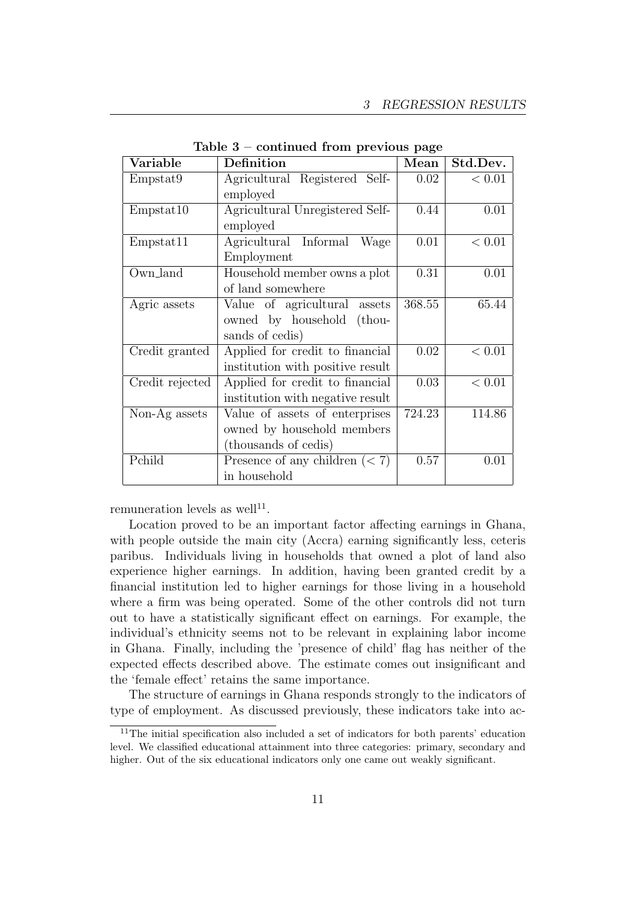**Table 3 – continued from previous page**

| Variable | Definition | Mean | Std.Dev. |
|---|---|---|---|
| Empstat9 | Agricultural Registered Self-employed | 0.02 | $< 0.01$ |
| Empstat10 | Agricultural Unregistered Self-employed | 0.44 | 0.01 |
| Empstat11 | Agricultural Informal Wage Employment | 0.01 | $< 0.01$ |
| Own_land | Household member owns a plot of land somewhere | 0.31 | 0.01 |
| Agric assets | Value of agricultural assets owned by household (thousands of cedis) | 368.55 | 65.44 |
| Credit granted | Applied for credit to financial institution with positive result | 0.02 | $< 0.01$ |
| Credit rejected | Applied for credit to financial institution with negative result | 0.03 | $< 0.01$ |
| Non-Ag assets | Value of assets of enterprises owned by household members (thousands of cedis) | 724.23 | 114.86 |
| Pchild | Presence of any children ($< 7$) in household | 0.57 | 0.01 |

remuneration levels as well[11].

Location proved to be an important factor affecting earnings in Ghana, with people outside the main city (Accra) earning significantly less, ceteris paribus. Individuals living in households that owned a plot of land also experience higher earnings. In addition, having been granted credit by a financial institution led to higher earnings for those living in a household where a firm was being operated. Some of the other controls did not turn out to have a statistically significant effect on earnings. For example, the individual's ethnicity seems not to be relevant in explaining labor income in Ghana. Finally, including the 'presence of child' flag has neither of the expected effects described above. The estimate comes out insignificant and the 'female effect' retains the same importance.

The structure of earnings in Ghana responds strongly to the indicators of type of employment. As discussed previously, these indicators take into ac-

[11] The initial specification also included a set of indicators for both parents' education level. We classified educational attainment into three categories: primary, secondary and higher. Out of the six educational indicators only one came out weakly significant.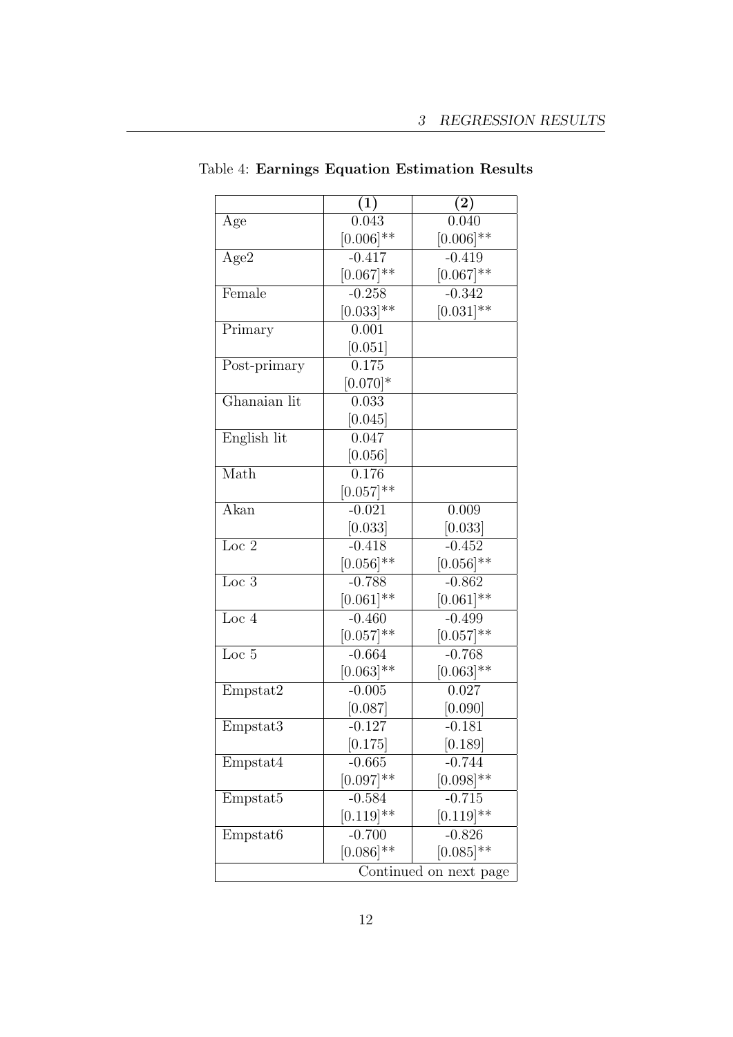Table 4: **Earnings Equation Estimation Results**

| | **(1)** | **(2)** |
|---|---|---|
| Age | 0.043 | 0.040 |
| | [0.006]** | [0.006]** |
| Age2 | -0.417 | -0.419 |
| | [0.067]** | [0.067]** |
| Female | -0.258 | -0.342 |
| | [0.033]** | [0.031]** |
| Primary | 0.001 | |
| | [0.051] | |
| Post-primary | 0.175 | |
| | [0.070]* | |
| Ghanaian lit | 0.033 | |
| | [0.045] | |
| English lit | 0.047 | |
| | [0.056] | |
| Math | 0.176 | |
| | [0.057]** | |
| Akan | -0.021 | 0.009 |
| | [0.033] | [0.033] |
| Loc 2 | -0.418 | -0.452 |
| | [0.056]** | [0.056]** |
| Loc 3 | -0.788 | -0.862 |
| | [0.061]** | [0.061]** |
| Loc 4 | -0.460 | -0.499 |
| | [0.057]** | [0.057]** |
| Loc 5 | -0.664 | -0.768 |
| | [0.063]** | [0.063]** |
| Empstat2 | -0.005 | 0.027 |
| | [0.087] | [0.090] |
| Empstat3 | -0.127 | -0.181 |
| | [0.175] | [0.189] |
| Empstat4 | -0.665 | -0.744 |
| | [0.097]** | [0.098]** |
| Empstat5 | -0.584 | -0.715 |
| | [0.119]** | [0.119]** |
| Empstat6 | -0.700 | -0.826 |
| | [0.086]** | [0.085]** |
| Continued on next page | | |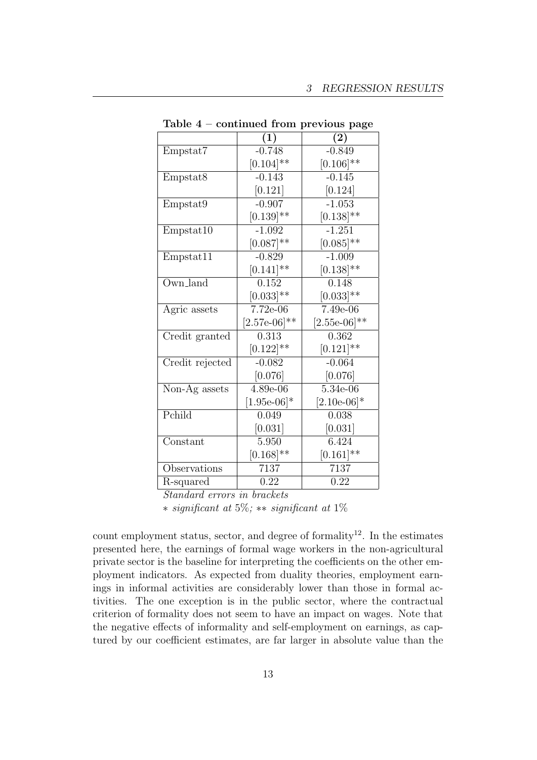**Table 4 – continued from previous page**

| | (1) | (2) |
|---|---|---|
| Empstat7 | -0.748 | -0.849 |
| | [0.104]** | [0.106]** |
| Empstat8 | -0.143 | -0.145 |
| | [0.121] | [0.124] |
| Empstat9 | -0.907 | -1.053 |
| | [0.139]** | [0.138]** |
| Empstat10 | -1.092 | -1.251 |
| | [0.087]** | [0.085]** |
| Empstat11 | -0.829 | -1.009 |
| | [0.141]** | [0.138]** |
| Own_land | 0.152 | 0.148 |
| | [0.033]** | [0.033]** |
| Agric assets | 7.72e-06 | 7.49e-06 |
| | [2.57e-06]** | [2.55e-06]** |
| Credit granted | 0.313 | 0.362 |
| | [0.122]** | [0.121]** |
| Credit rejected | -0.082 | -0.064 |
| | [0.076] | [0.076] |
| Non-Ag assets | 4.89e-06 | 5.34e-06 |
| | [1.95e-06]* | [2.10e-06]* |
| Pchild | 0.049 | 0.038 |
| | [0.031] | [0.031] |
| Constant | 5.950 | 6.424 |
| | [0.168]** | [0.161]** |
| Observations | 7137 | 7137 |
| R-squared | 0.22 | 0.22 |

*Standard errors in brackets*

* *significant at 5%;* ** *significant at 1%*

count employment status, sector, and degree of formality[12]. In the estimates presented here, the earnings of formal wage workers in the non-agricultural private sector is the baseline for interpreting the coefficients on the other employment indicators. As expected from duality theories, employment earnings in informal activities are considerably lower than those in formal activities. The one exception is in the public sector, where the contractual criterion of formality does not seem to have an impact on wages. Note that the negative effects of informality and self-employment on earnings, as captured by our coefficient estimates, are far larger in absolute value than the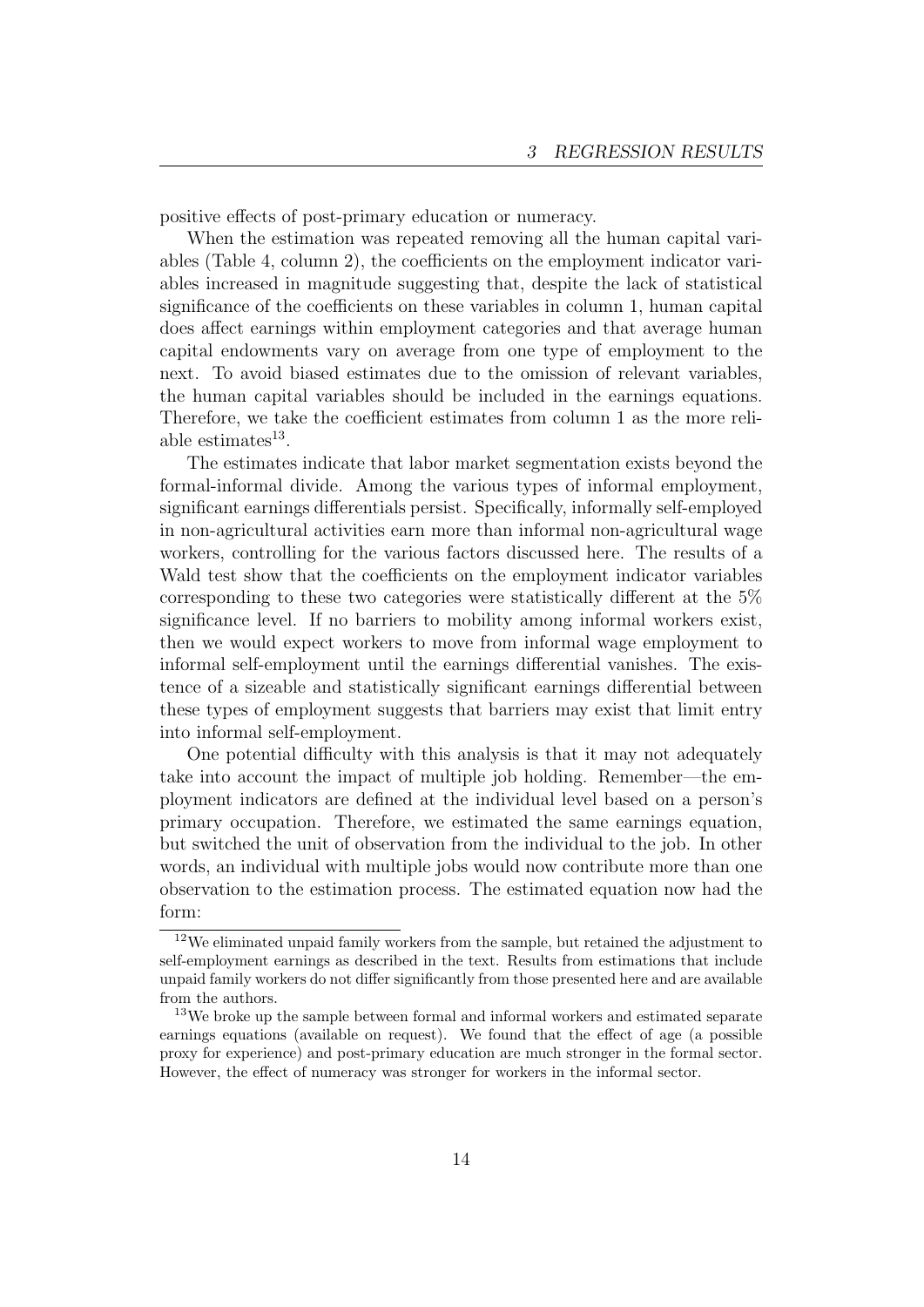positive effects of post-primary education or numeracy.

When the estimation was repeated removing all the human capital variables (Table 4, column 2), the coefficients on the employment indicator variables increased in magnitude suggesting that, despite the lack of statistical significance of the coefficients on these variables in column 1, human capital does affect earnings within employment categories and that average human capital endowments vary on average from one type of employment to the next. To avoid biased estimates due to the omission of relevant variables, the human capital variables should be included in the earnings equations. Therefore, we take the coefficient estimates from column 1 as the more reliable estimates[13].

The estimates indicate that labor market segmentation exists beyond the formal-informal divide. Among the various types of informal employment, significant earnings differentials persist. Specifically, informally self-employed in non-agricultural activities earn more than informal non-agricultural wage workers, controlling for the various factors discussed here. The results of a Wald test show that the coefficients on the employment indicator variables corresponding to these two categories were statistically different at the 5% significance level. If no barriers to mobility among informal workers exist, then we would expect workers to move from informal wage employment to informal self-employment until the earnings differential vanishes. The existence of a sizeable and statistically significant earnings differential between these types of employment suggests that barriers may exist that limit entry into informal self-employment.

One potential difficulty with this analysis is that it may not adequately take into account the impact of multiple job holding. Remember—the employment indicators are defined at the individual level based on a person's primary occupation. Therefore, we estimated the same earnings equation, but switched the unit of observation from the individual to the job. In other words, an individual with multiple jobs would now contribute more than one observation to the estimation process. The estimated equation now had the form:

[12] We eliminated unpaid family workers from the sample, but retained the adjustment to self-employment earnings as described in the text. Results from estimations that include unpaid family workers do not differ significantly from those presented here and are available from the authors.

[13] We broke up the sample between formal and informal workers and estimated separate earnings equations (available on request). We found that the effect of age (a possible proxy for experience) and post-primary education are much stronger in the formal sector. However, the effect of numeracy was stronger for workers in the informal sector.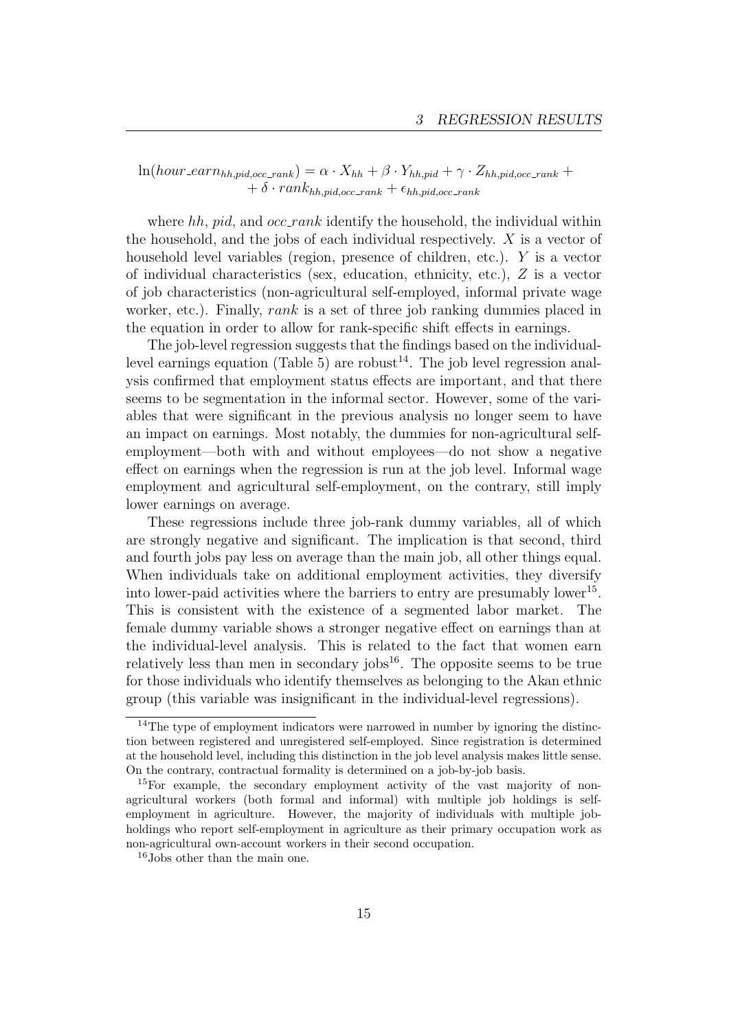$$\ln(hour\_earn_{hh,pid,occ\_rank}) = \alpha \cdot X_{hh} + \beta \cdot Y_{hh,pid} + \gamma \cdot Z_{hh,pid,occ\_rank} + \\ + \delta \cdot rank_{hh,pid,occ\_rank} + \epsilon_{hh,pid,occ\_rank}$$

where $hh$, $pid$, and $occ\_rank$ identify the household, the individual within the household, and the jobs of each individual respectively. $X$ is a vector of household level variables (region, presence of children, etc.). $Y$ is a vector of individual characteristics (sex, education, ethnicity, etc.), $Z$ is a vector of job characteristics (non-agricultural self-employed, informal private wage worker, etc.). Finally, $rank$ is a set of three job ranking dummies placed in the equation in order to allow for rank-specific shift effects in earnings.

The job-level regression suggests that the findings based on the individual-level earnings equation (Table 5) are robust[14]. The job level regression analysis confirmed that employment status effects are important, and that there seems to be segmentation in the informal sector. However, some of the variables that were significant in the previous analysis no longer seem to have an impact on earnings. Most notably, the dummies for non-agricultural self-employment—both with and without employees—do not show a negative effect on earnings when the regression is run at the job level. Informal wage employment and agricultural self-employment, on the contrary, still imply lower earnings on average.

These regressions include three job-rank dummy variables, all of which are strongly negative and significant. The implication is that second, third and fourth jobs pay less on average than the main job, all other things equal. When individuals take on additional employment activities, they diversify into lower-paid activities where the barriers to entry are presumably lower[15]. This is consistent with the existence of a segmented labor market. The female dummy variable shows a stronger negative effect on earnings than at the individual-level analysis. This is related to the fact that women earn relatively less than men in secondary jobs[16]. The opposite seems to be true for those individuals who identify themselves as belonging to the Akan ethnic group (this variable was insignificant in the individual-level regressions).

[14] The type of employment indicators were narrowed in number by ignoring the distinction between registered and unregistered self-employed. Since registration is determined at the household level, including this distinction in the job level analysis makes little sense. On the contrary, contractual formality is determined on a job-by-job basis.

[15] For example, the secondary employment activity of the vast majority of non-agricultural workers (both formal and informal) with multiple job holdings is self-employment in agriculture. However, the majority of individuals with multiple job-holdings who report self-employment in agriculture as their primary occupation work as non-agricultural own-account workers in their second occupation.

[16] Jobs other than the main one.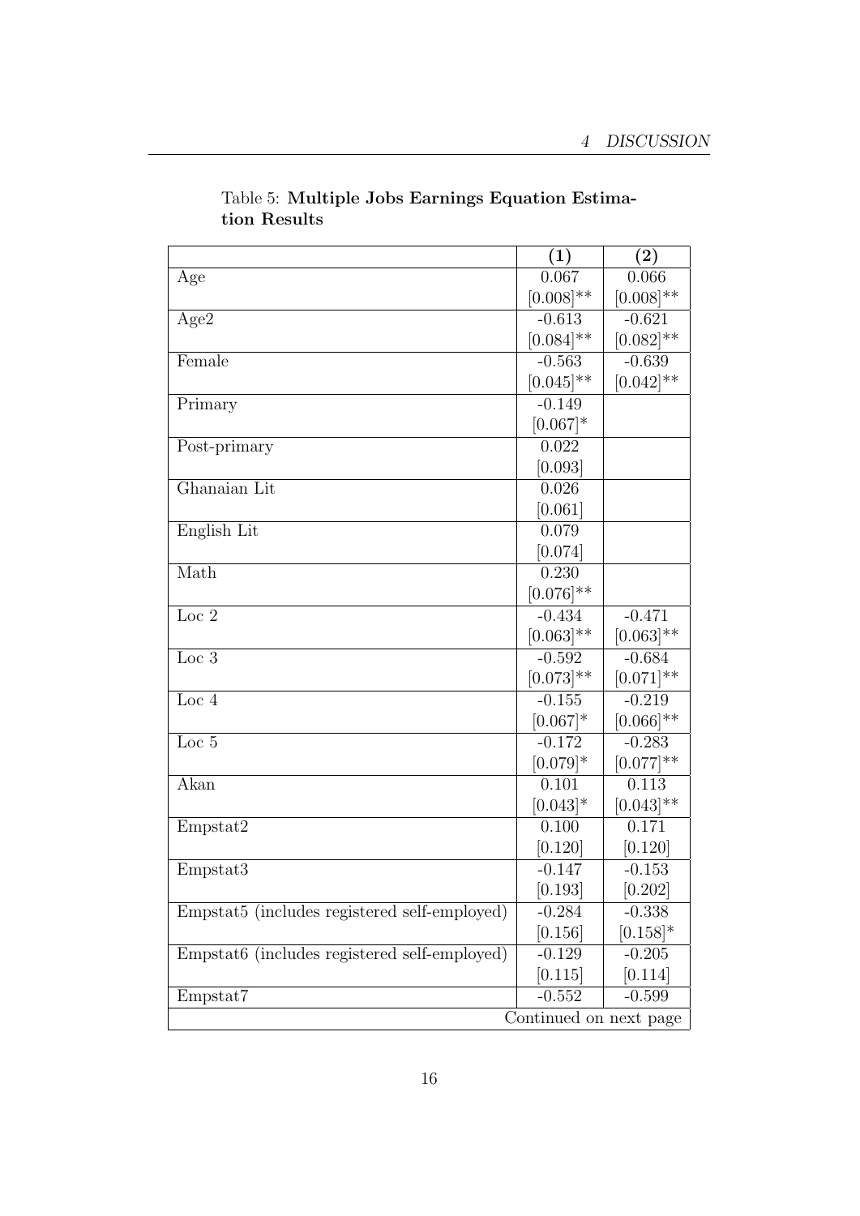Table 5: **Multiple Jobs Earnings Equation Estimation Results**

| | (1) | (2) |
|---|---|---|
| Age | 0.067 | 0.066 |
| | [0.008]** | [0.008]** |
| Age2 | -0.613 | -0.621 |
| | [0.084]** | [0.082]** |
| Female | -0.563 | -0.639 |
| | [0.045]** | [0.042]** |
| Primary | -0.149 | |
| | [0.067]* | |
| Post-primary | 0.022 | |
| | [0.093] | |
| Ghanaian Lit | 0.026 | |
| | [0.061] | |
| English Lit | 0.079 | |
| | [0.074] | |
| Math | 0.230 | |
| | [0.076]** | |
| Loc 2 | -0.434 | -0.471 |
| | [0.063]** | [0.063]** |
| Loc 3 | -0.592 | -0.684 |
| | [0.073]** | [0.071]** |
| Loc 4 | -0.155 | -0.219 |
| | [0.067]* | [0.066]** |
| Loc 5 | -0.172 | -0.283 |
| | [0.079]* | [0.077]** |
| Akan | 0.101 | 0.113 |
| | [0.043]* | [0.043]** |
| Empstat2 | 0.100 | 0.171 |
| | [0.120] | [0.120] |
| Empstat3 | -0.147 | -0.153 |
| | [0.193] | [0.202] |
| Empstat5 (includes registered self-employed) | -0.284 | -0.338 |
| | [0.156] | [0.158]* |
| Empstat6 (includes registered self-employed) | -0.129 | -0.205 |
| | [0.115] | [0.114] |
| Empstat7 | -0.552 | -0.599 |
| Continued on next page | | |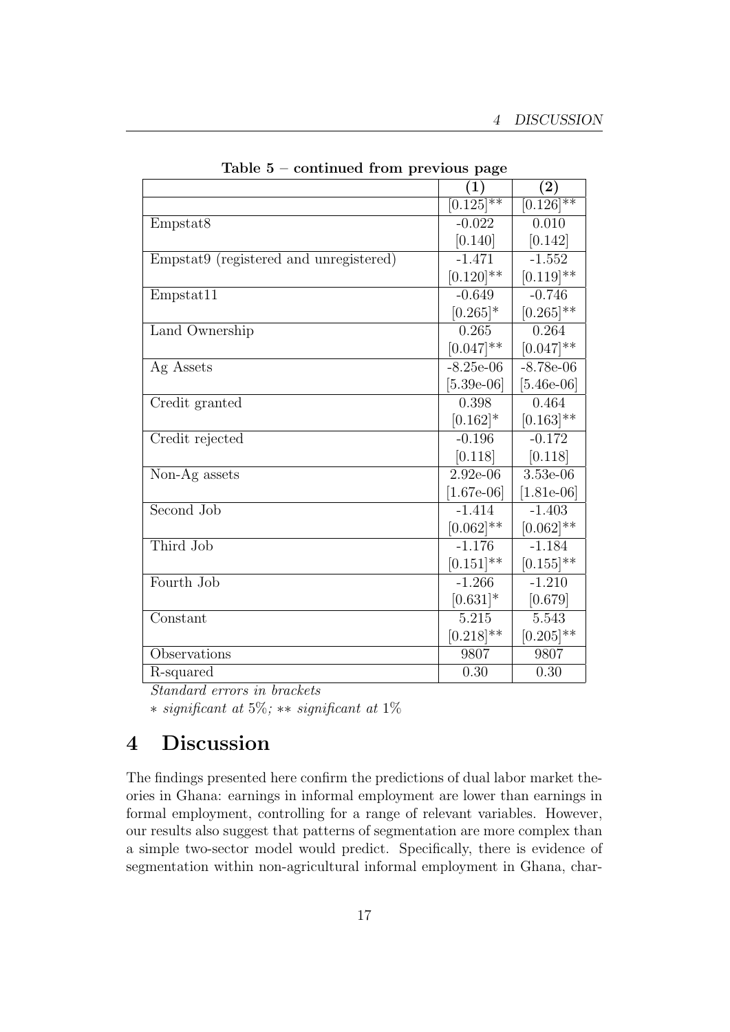**Table 5 – continued from previous page**

| | (1) | (2) |
|---|---|---|
| | [0.125]** | [0.126]** |
| Empstat8 | -0.022 | 0.010 |
| | [0.140] | [0.142] |
| Empstat9 (registered and unregistered) | -1.471 | -1.552 |
| | [0.120]** | [0.119]** |
| Empstat11 | -0.649 | -0.746 |
| | [0.265]* | [0.265]** |
| Land Ownership | 0.265 | 0.264 |
| | [0.047]** | [0.047]** |
| Ag Assets | -8.25e-06 | -8.78e-06 |
| | [5.39e-06] | [5.46e-06] |
| Credit granted | 0.398 | 0.464 |
| | [0.162]* | [0.163]** |
| Credit rejected | -0.196 | -0.172 |
| | [0.118] | [0.118] |
| Non-Ag assets | 2.92e-06 | 3.53e-06 |
| | [1.67e-06] | [1.81e-06] |
| Second Job | -1.414 | -1.403 |
| | [0.062]** | [0.062]** |
| Third Job | -1.176 | -1.184 |
| | [0.151]** | [0.155]** |
| Fourth Job | -1.266 | -1.210 |
| | [0.631]* | [0.679] |
| Constant | 5.215 | 5.543 |
| | [0.218]** | [0.205]** |
| Observations | 9807 | 9807 |
| R-squared | 0.30 | 0.30 |

*Standard errors in brackets*

* *significant at* 5%; ** *significant at* 1%

# 4 Discussion

The findings presented here confirm the predictions of dual labor market theories in Ghana: earnings in informal employment are lower than earnings in formal employment, controlling for a range of relevant variables. However, our results also suggest that patterns of segmentation are more complex than a simple two-sector model would predict. Specifically, there is evidence of segmentation within non-agricultural informal employment in Ghana, char-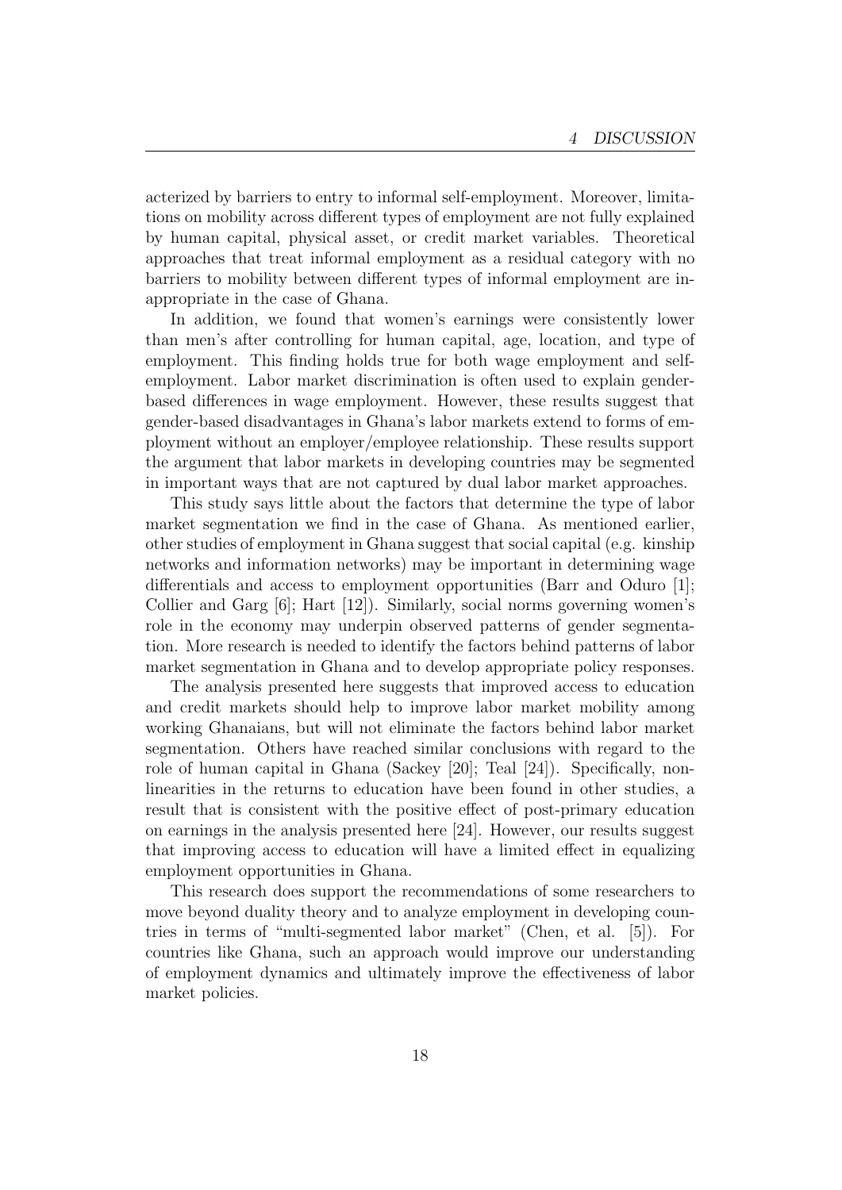acterized by barriers to entry to informal self-employment. Moreover, limitations on mobility across different types of employment are not fully explained by human capital, physical asset, or credit market variables. Theoretical approaches that treat informal employment as a residual category with no barriers to mobility between different types of informal employment are inappropriate in the case of Ghana.

In addition, we found that women's earnings were consistently lower than men's after controlling for human capital, age, location, and type of employment. This finding holds true for both wage employment and self-employment. Labor market discrimination is often used to explain gender-based differences in wage employment. However, these results suggest that gender-based disadvantages in Ghana's labor markets extend to forms of employment without an employer/employee relationship. These results support the argument that labor markets in developing countries may be segmented in important ways that are not captured by dual labor market approaches.

This study says little about the factors that determine the type of labor market segmentation we find in the case of Ghana. As mentioned earlier, other studies of employment in Ghana suggest that social capital (e.g. kinship networks and information networks) may be important in determining wage differentials and access to employment opportunities (Barr and Oduro [1]; Collier and Garg [6]; Hart [12]). Similarly, social norms governing women's role in the economy may underpin observed patterns of gender segmentation. More research is needed to identify the factors behind patterns of labor market segmentation in Ghana and to develop appropriate policy responses.

The analysis presented here suggests that improved access to education and credit markets should help to improve labor market mobility among working Ghanaians, but will not eliminate the factors behind labor market segmentation. Others have reached similar conclusions with regard to the role of human capital in Ghana (Sackey [20]; Teal [24]). Specifically, non-linearities in the returns to education have been found in other studies, a result that is consistent with the positive effect of post-primary education on earnings in the analysis presented here [24]. However, our results suggest that improving access to education will have a limited effect in equalizing employment opportunities in Ghana.

This research does support the recommendations of some researchers to move beyond duality theory and to analyze employment in developing countries in terms of "multi-segmented labor market" (Chen, et al. [5]). For countries like Ghana, such an approach would improve our understanding of employment dynamics and ultimately improve the effectiveness of labor market policies.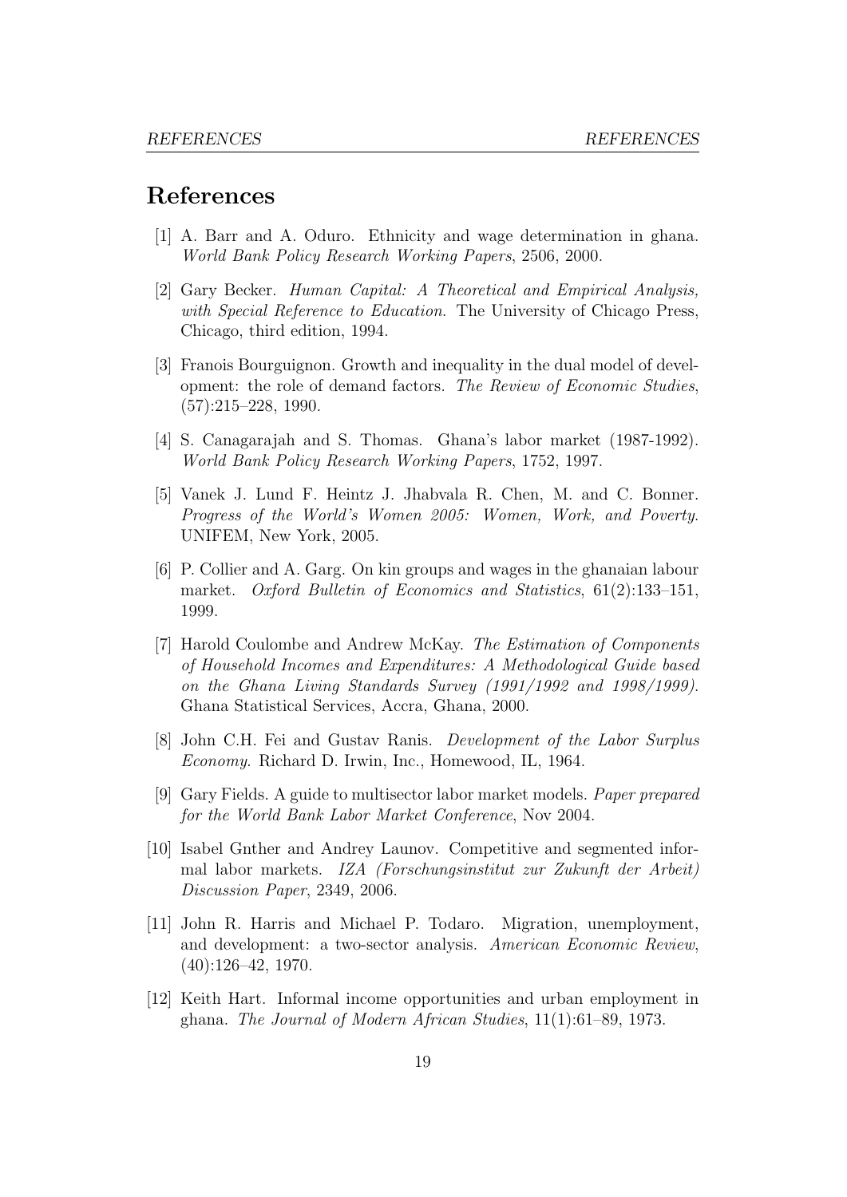# References

[1] A. Barr and A. Oduro. Ethnicity and wage determination in ghana. *World Bank Policy Research Working Papers*, 2506, 2000.

[2] Gary Becker. *Human Capital: A Theoretical and Empirical Analysis, with Special Reference to Education*. The University of Chicago Press, Chicago, third edition, 1994.

[3] Franois Bourguignon. Growth and inequality in the dual model of development: the role of demand factors. *The Review of Economic Studies*, (57):215–228, 1990.

[4] S. Canagarajah and S. Thomas. Ghana's labor market (1987-1992). *World Bank Policy Research Working Papers*, 1752, 1997.

[5] Vanek J. Lund F. Heintz J. Jhabvala R. Chen, M. and C. Bonner. *Progress of the World's Women 2005: Women, Work, and Poverty*. UNIFEM, New York, 2005.

[6] P. Collier and A. Garg. On kin groups and wages in the ghanaian labour market. *Oxford Bulletin of Economics and Statistics*, 61(2):133–151, 1999.

[7] Harold Coulombe and Andrew McKay. *The Estimation of Components of Household Incomes and Expenditures: A Methodological Guide based on the Ghana Living Standards Survey (1991/1992 and 1998/1999)*. Ghana Statistical Services, Accra, Ghana, 2000.

[8] John C.H. Fei and Gustav Ranis. *Development of the Labor Surplus Economy*. Richard D. Irwin, Inc., Homewood, IL, 1964.

[9] Gary Fields. A guide to multisector labor market models. *Paper prepared for the World Bank Labor Market Conference*, Nov 2004.

[10] Isabel Gnther and Andrey Launov. Competitive and segmented informal labor markets. *IZA (Forschungsinstitut zur Zukunft der Arbeit) Discussion Paper*, 2349, 2006.

[11] John R. Harris and Michael P. Todaro. Migration, unemployment, and development: a two-sector analysis. *American Economic Review*, (40):126–42, 1970.

[12] Keith Hart. Informal income opportunities and urban employment in ghana. *The Journal of Modern African Studies*, 11(1):61–89, 1973.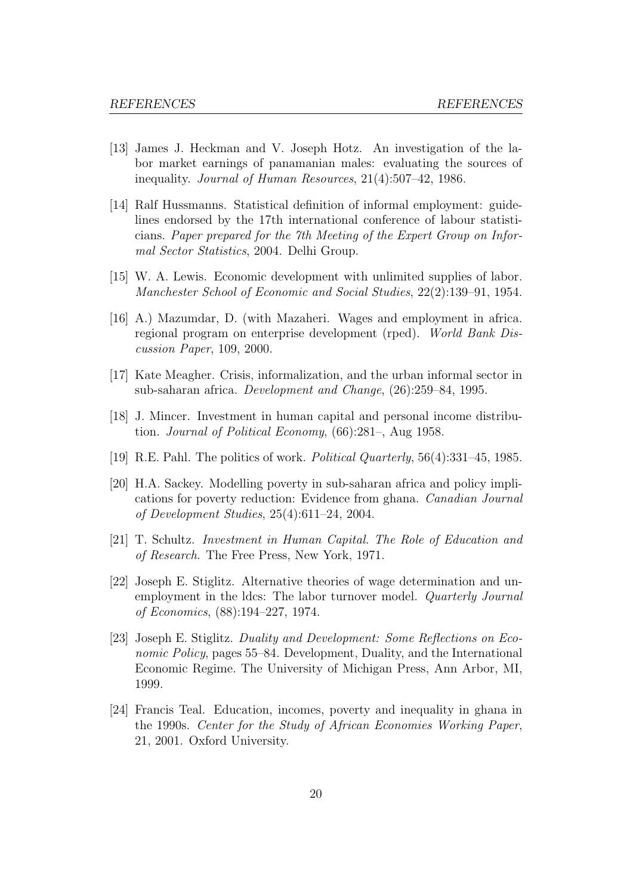[13] James J. Heckman and V. Joseph Hotz. An investigation of the labor market earnings of panamanian males: evaluating the sources of inequality. *Journal of Human Resources*, 21(4):507–42, 1986.

[14] Ralf Hussmanns. Statistical definition of informal employment: guidelines endorsed by the 17th international conference of labour statisticians. *Paper prepared for the 7th Meeting of the Expert Group on Informal Sector Statistics*, 2004. Delhi Group.

[15] W. A. Lewis. Economic development with unlimited supplies of labor. *Manchester School of Economic and Social Studies*, 22(2):139–91, 1954.

[16] A.) Mazumdar, D. (with Mazaheri. Wages and employment in africa. regional program on enterprise development (rped). *World Bank Discussion Paper*, 109, 2000.

[17] Kate Meagher. Crisis, informalization, and the urban informal sector in sub-saharan africa. *Development and Change*, (26):259–84, 1995.

[18] J. Mincer. Investment in human capital and personal income distribution. *Journal of Political Economy*, (66):281–, Aug 1958.

[19] R.E. Pahl. The politics of work. *Political Quarterly*, 56(4):331–45, 1985.

[20] H.A. Sackey. Modelling poverty in sub-saharan africa and policy implications for poverty reduction: Evidence from ghana. *Canadian Journal of Development Studies*, 25(4):611–24, 2004.

[21] T. Schultz. *Investment in Human Capital. The Role of Education and of Research*. The Free Press, New York, 1971.

[22] Joseph E. Stiglitz. Alternative theories of wage determination and unemployment in the ldcs: The labor turnover model. *Quarterly Journal of Economics*, (88):194–227, 1974.

[23] Joseph E. Stiglitz. *Duality and Development: Some Reflections on Economic Policy*, pages 55–84. Development, Duality, and the International Economic Regime. The University of Michigan Press, Ann Arbor, MI, 1999.

[24] Francis Teal. Education, incomes, poverty and inequality in ghana in the 1990s. *Center for the Study of African Economies Working Paper*, 21, 2001. Oxford University.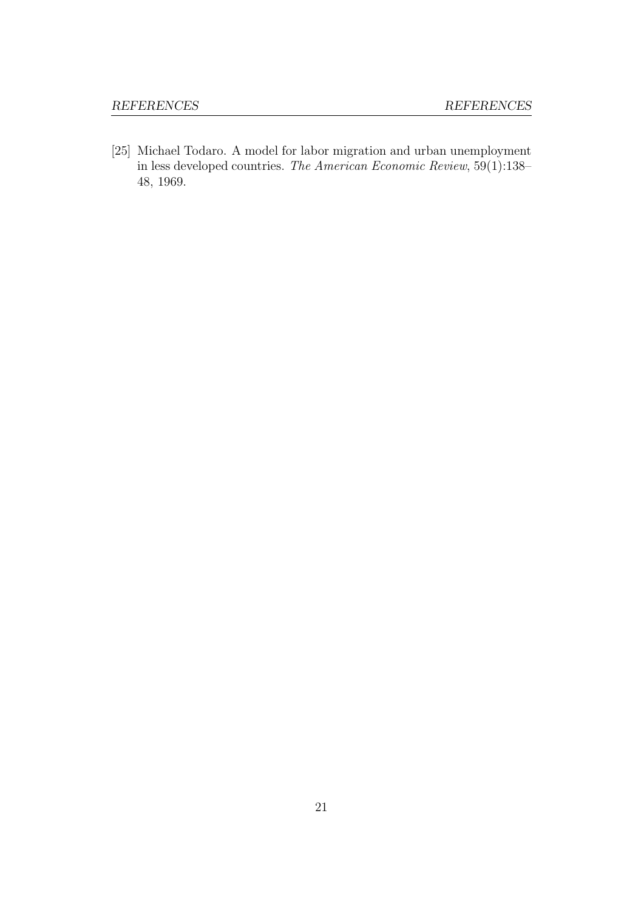[25] Michael Todaro. A model for labor migration and urban unemployment in less developed countries. *The American Economic Review*, 59(1):138–48, 1969.